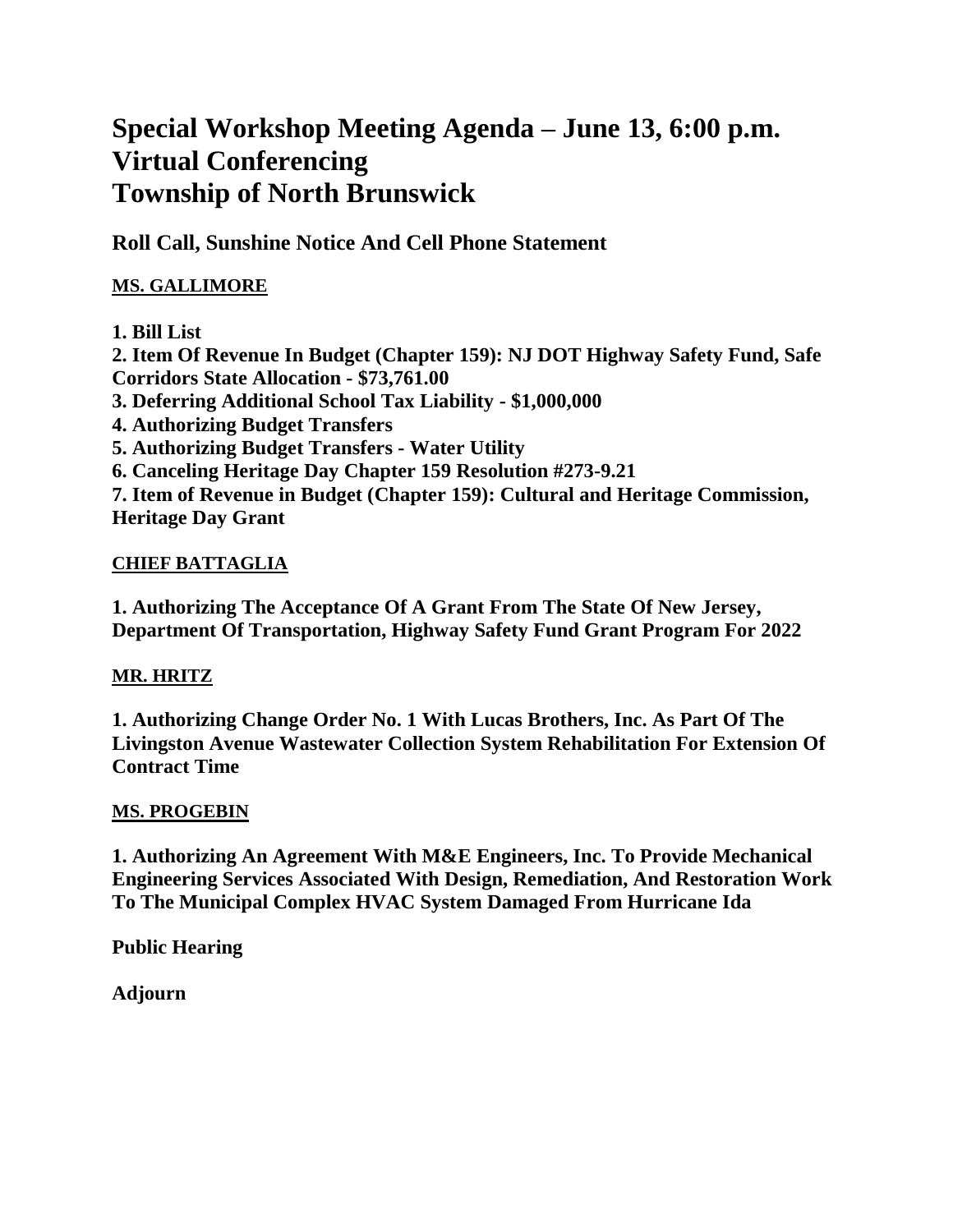# Special Workshop Meeting Agenda – June 13, 6:00 p.m.
# Virtual Conferencing
# Township of North Brunswick

## Roll Call, Sunshine Notice And Cell Phone Statement

### MS. GALLIMORE

**1. Bill List**
**2. Item Of Revenue In Budget (Chapter 159): NJ DOT Highway Safety Fund, Safe Corridors State Allocation - $73,761.00**
**3. Deferring Additional School Tax Liability - $1,000,000**
**4. Authorizing Budget Transfers**
**5. Authorizing Budget Transfers - Water Utility**
**6. Canceling Heritage Day Chapter 159 Resolution #273-9.21**
**7. Item of Revenue in Budget (Chapter 159): Cultural and Heritage Commission, Heritage Day Grant**

### CHIEF BATTAGLIA

**1. Authorizing The Acceptance Of A Grant From The State Of New Jersey, Department Of Transportation, Highway Safety Fund Grant Program For 2022**

### MR. HRITZ

**1. Authorizing Change Order No. 1 With Lucas Brothers, Inc. As Part Of The Livingston Avenue Wastewater Collection System Rehabilitation For Extension Of Contract Time**

### MS. PROGEBIN

**1. Authorizing An Agreement With M&E Engineers, Inc. To Provide Mechanical Engineering Services Associated With Design, Remediation, And Restoration Work To The Municipal Complex HVAC System Damaged From Hurricane Ida**

**Public Hearing**

**Adjourn**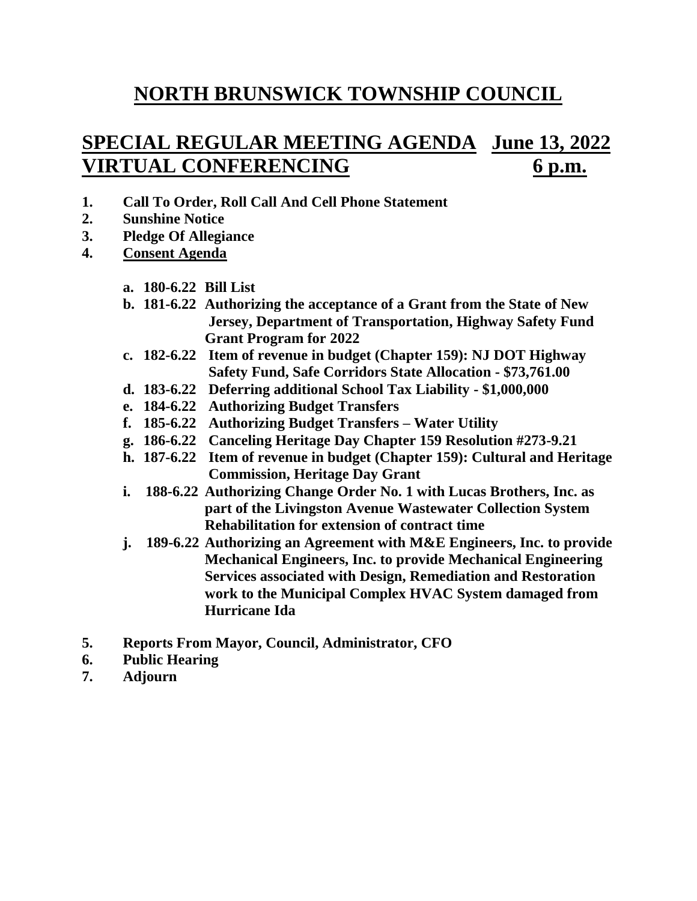# NORTH BRUNSWICK TOWNSHIP COUNCIL

## SPECIAL REGULAR MEETING AGENDA June 13, 2022
## VIRTUAL CONFERENCING 6 p.m.

1. **Call To Order, Roll Call And Cell Phone Statement**
2. **Sunshine Notice**
3. **Pledge Of Allegiance**
4. **Consent Agenda**

   a. **180-6.22 Bill List**
   b. **181-6.22 Authorizing the acceptance of a Grant from the State of New Jersey, Department of Transportation, Highway Safety Fund Grant Program for 2022**
   c. **182-6.22 Item of revenue in budget (Chapter 159): NJ DOT Highway Safety Fund, Safe Corridors State Allocation - $73,761.00**
   d. **183-6.22 Deferring additional School Tax Liability - $1,000,000**
   e. **184-6.22 Authorizing Budget Transfers**
   f. **185-6.22 Authorizing Budget Transfers – Water Utility**
   g. **186-6.22 Canceling Heritage Day Chapter 159 Resolution #273-9.21**
   h. **187-6.22 Item of revenue in budget (Chapter 159): Cultural and Heritage Commission, Heritage Day Grant**
   i. **188-6.22 Authorizing Change Order No. 1 with Lucas Brothers, Inc. as part of the Livingston Avenue Wastewater Collection System Rehabilitation for extension of contract time**
   j. **189-6.22 Authorizing an Agreement with M&E Engineers, Inc. to provide Mechanical Engineers, Inc. to provide Mechanical Engineering Services associated with Design, Remediation and Restoration work to the Municipal Complex HVAC System damaged from Hurricane Ida**

5. **Reports From Mayor, Council, Administrator, CFO**
6. **Public Hearing**
7. **Adjourn**